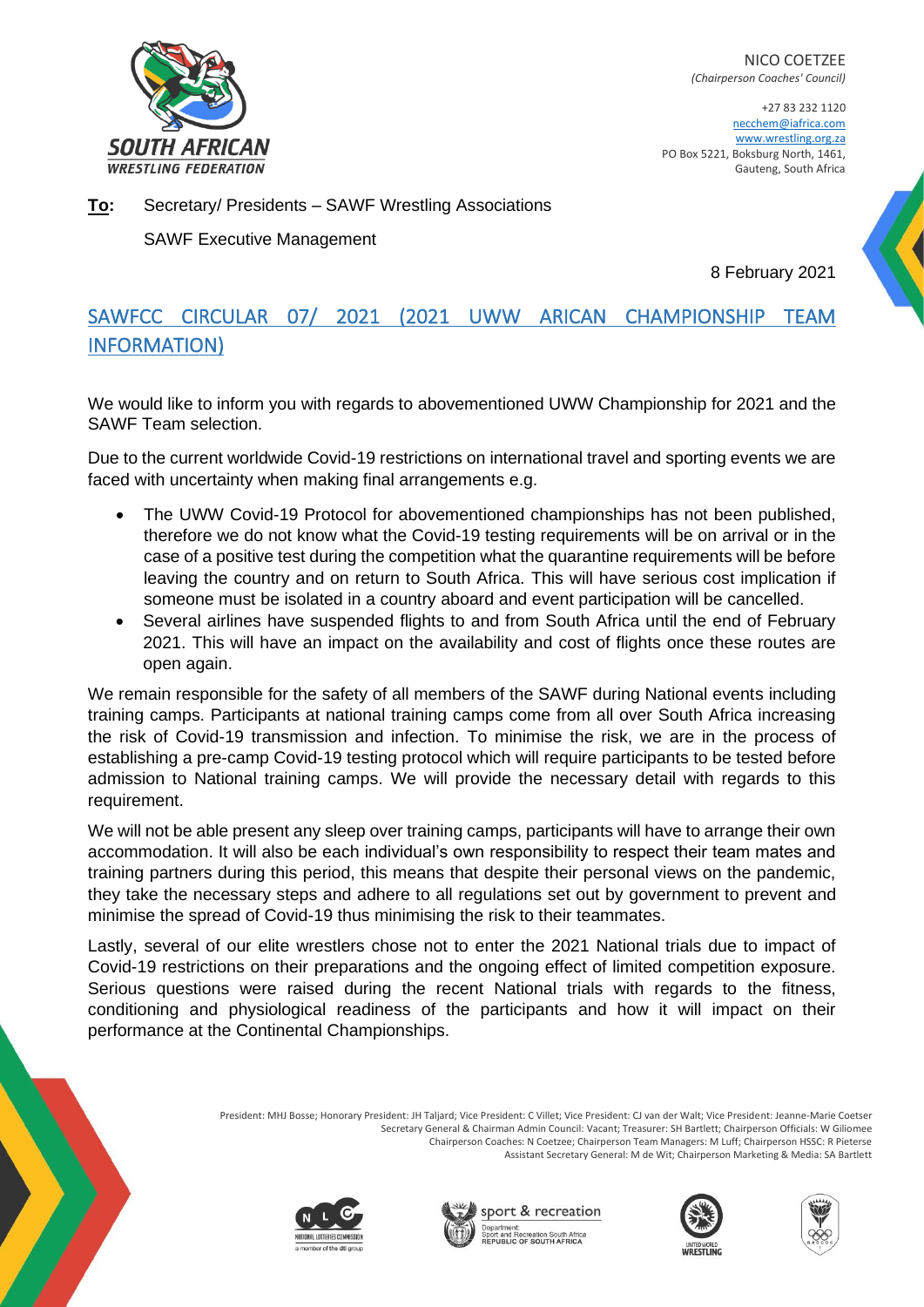SOUTH AFRICAN WRESTLING FEDERATION

NICO COETZEE
*(Chairperson Coaches' Council)*

+27 83 232 1120
necchem@iafrica.com
www.wrestling.org.za
PO Box 5221, Boksburg North, 1461,
Gauteng, South Africa

**To:** Secretary/ Presidents – SAWF Wrestling Associations

SAWF Executive Management

8 February 2021

## SAWFCC CIRCULAR 07/ 2021 (2021 UWW ARICAN CHAMPIONSHIP TEAM INFORMATION)

We would like to inform you with regards to abovementioned UWW Championship for 2021 and the SAWF Team selection.

Due to the current worldwide Covid-19 restrictions on international travel and sporting events we are faced with uncertainty when making final arrangements e.g.

- The UWW Covid-19 Protocol for abovementioned championships has not been published, therefore we do not know what the Covid-19 testing requirements will be on arrival or in the case of a positive test during the competition what the quarantine requirements will be before leaving the country and on return to South Africa. This will have serious cost implication if someone must be isolated in a country aboard and event participation will be cancelled.
- Several airlines have suspended flights to and from South Africa until the end of February 2021. This will have an impact on the availability and cost of flights once these routes are open again.

We remain responsible for the safety of all members of the SAWF during National events including training camps. Participants at national training camps come from all over South Africa increasing the risk of Covid-19 transmission and infection. To minimise the risk, we are in the process of establishing a pre-camp Covid-19 testing protocol which will require participants to be tested before admission to National training camps. We will provide the necessary detail with regards to this requirement.

We will not be able present any sleep over training camps, participants will have to arrange their own accommodation. It will also be each individual's own responsibility to respect their team mates and training partners during this period, this means that despite their personal views on the pandemic, they take the necessary steps and adhere to all regulations set out by government to prevent and minimise the spread of Covid-19 thus minimising the risk to their teammates.

Lastly, several of our elite wrestlers chose not to enter the 2021 National trials due to impact of Covid-19 restrictions on their preparations and the ongoing effect of limited competition exposure. Serious questions were raised during the recent National trials with regards to the fitness, conditioning and physiological readiness of the participants and how it will impact on their performance at the Continental Championships.

President: MHJ Bosse; Honorary President: JH Taljard; Vice President: C Villet; Vice President: CJ van der Walt; Vice President: Jeanne-Marie Coetser
Secretary General & Chairman Admin Council: Vacant; Treasurer: SH Bartlett; Chairperson Officials: W Giliomee
Chairperson Coaches: N Coetzee; Chairperson Team Managers: M Luff; Chairperson HSSC: R Pieterse
Assistant Secretary General: M de Wit; Chairperson Marketing & Media: SA Bartlett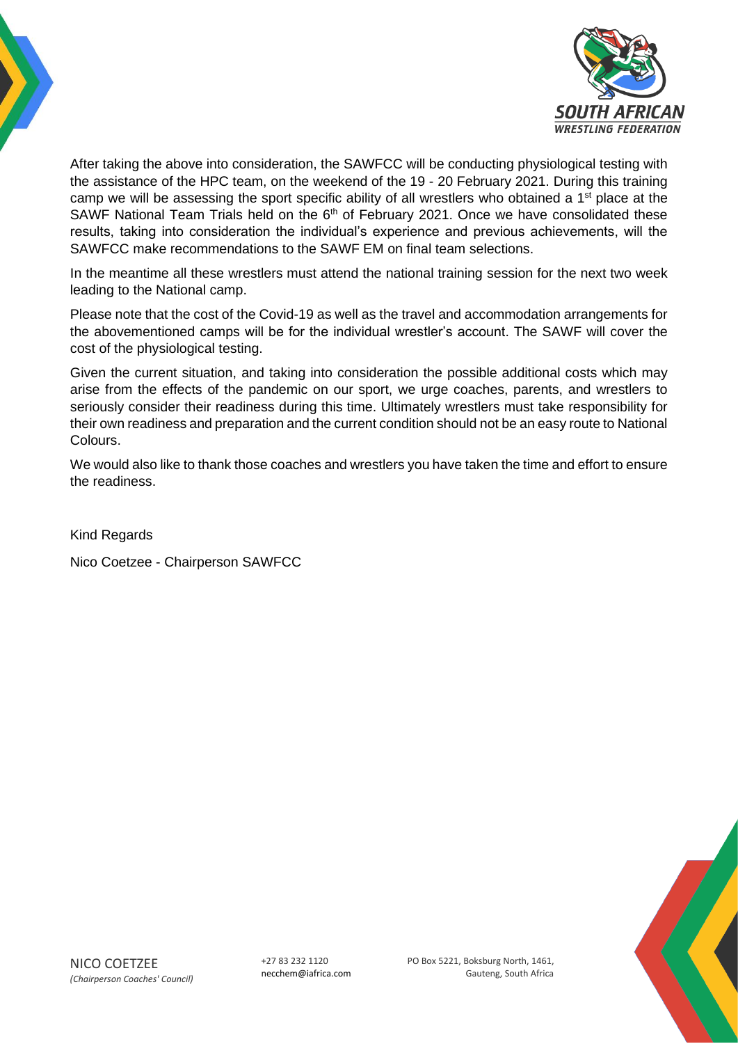After taking the above into consideration, the SAWFCC will be conducting physiological testing with the assistance of the HPC team, on the weekend of the 19 - 20 February 2021. During this training camp we will be assessing the sport specific ability of all wrestlers who obtained a 1st place at the SAWF National Team Trials held on the 6th of February 2021. Once we have consolidated these results, taking into consideration the individual's experience and previous achievements, will the SAWFCC make recommendations to the SAWF EM on final team selections.

In the meantime all these wrestlers must attend the national training session for the next two week leading to the National camp.

Please note that the cost of the Covid-19 as well as the travel and accommodation arrangements for the abovementioned camps will be for the individual wrestler's account. The SAWF will cover the cost of the physiological testing.

Given the current situation, and taking into consideration the possible additional costs which may arise from the effects of the pandemic on our sport, we urge coaches, parents, and wrestlers to seriously consider their readiness during this time. Ultimately wrestlers must take responsibility for their own readiness and preparation and the current condition should not be an easy route to National Colours.

We would also like to thank those coaches and wrestlers you have taken the time and effort to ensure the readiness.

Kind Regards

Nico Coetzee - Chairperson SAWFCC

NICO COETZEE
*(Chairperson Coaches' Council)*

+27 83 232 1120
necchem@iafrica.com

PO Box 5221, Boksburg North, 1461,
Gauteng, South Africa